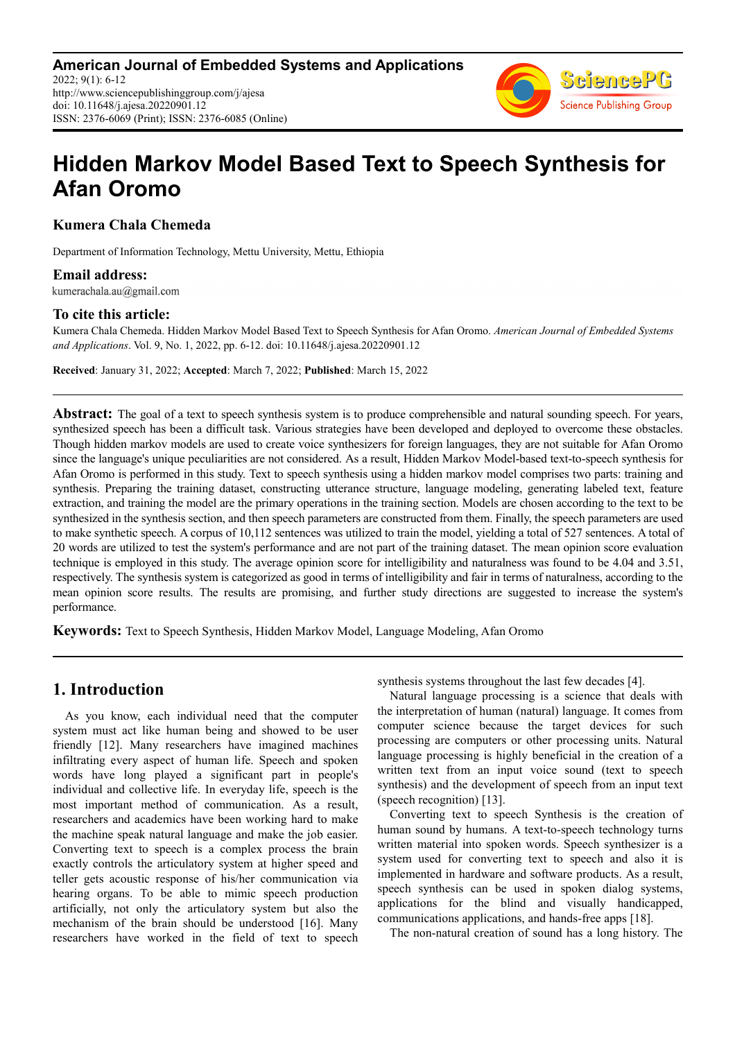# Hidden Markov Model Based Text to Speech Synthesis for Afan Oromo

**Kumera Chala Chemeda**

Department of Information Technology, Mettu University, Mettu, Ethiopia

**Email address:**

kumerachala.au@gmail.com

**To cite this article:**

Kumera Chala Chemeda. Hidden Markov Model Based Text to Speech Synthesis for Afan Oromo. *American Journal of Embedded Systems and Applications*. Vol. 9, No. 1, 2022, pp. 6-12. doi: 10.11648/j.ajesa.20220901.12

**Received**: January 31, 2022; **Accepted**: March 7, 2022; **Published**: March 15, 2022

---

**Abstract:** The goal of a text to speech synthesis system is to produce comprehensible and natural sounding speech. For years, synthesized speech has been a difficult task. Various strategies have been developed and deployed to overcome these obstacles. Though hidden markov models are used to create voice synthesizers for foreign languages, they are not suitable for Afan Oromo since the language's unique peculiarities are not considered. As a result, Hidden Markov Model-based text-to-speech synthesis for Afan Oromo is performed in this study. Text to speech synthesis using a hidden markov model comprises two parts: training and synthesis. Preparing the training dataset, constructing utterance structure, language modeling, generating labeled text, feature extraction, and training the model are the primary operations in the training section. Models are chosen according to the text to be synthesized in the synthesis section, and then speech parameters are constructed from them. Finally, the speech parameters are used to make synthetic speech. A corpus of 10,112 sentences was utilized to train the model, yielding a total of 527 sentences. A total of 20 words are utilized to test the system's performance and are not part of the training dataset. The mean opinion score evaluation technique is employed in this study. The average opinion score for intelligibility and naturalness was found to be 4.04 and 3.51, respectively. The synthesis system is categorized as good in terms of intelligibility and fair in terms of naturalness, according to the mean opinion score results. The results are promising, and further study directions are suggested to increase the system's performance.

**Keywords:** Text to Speech Synthesis, Hidden Markov Model, Language Modeling, Afan Oromo

---

## 1. Introduction

As you know, each individual need that the computer system must act like human being and showed to be user friendly [12]. Many researchers have imagined machines infiltrating every aspect of human life. Speech and spoken words have long played a significant part in people's individual and collective life. In everyday life, speech is the most important method of communication. As a result, researchers and academics have been working hard to make the machine speak natural language and make the job easier. Converting text to speech is a complex process the brain exactly controls the articulatory system at higher speed and teller gets acoustic response of his/her communication via hearing organs. To be able to mimic speech production artificially, not only the articulatory system but also the mechanism of the brain should be understood [16]. Many researchers have worked in the field of text to speech synthesis systems throughout the last few decades [4].

Natural language processing is a science that deals with the interpretation of human (natural) language. It comes from computer science because the target devices for such processing are computers or other processing units. Natural language processing is highly beneficial in the creation of a written text from an input voice sound (text to speech synthesis) and the development of speech from an input text (speech recognition) [13].

Converting text to speech Synthesis is the creation of human sound by humans. A text-to-speech technology turns written material into spoken words. Speech synthesizer is a system used for converting text to speech and also it is implemented in hardware and software products. As a result, speech synthesis can be used in spoken dialog systems, applications for the blind and visually handicapped, communications applications, and hands-free apps [18].

The non-natural creation of sound has a long history. The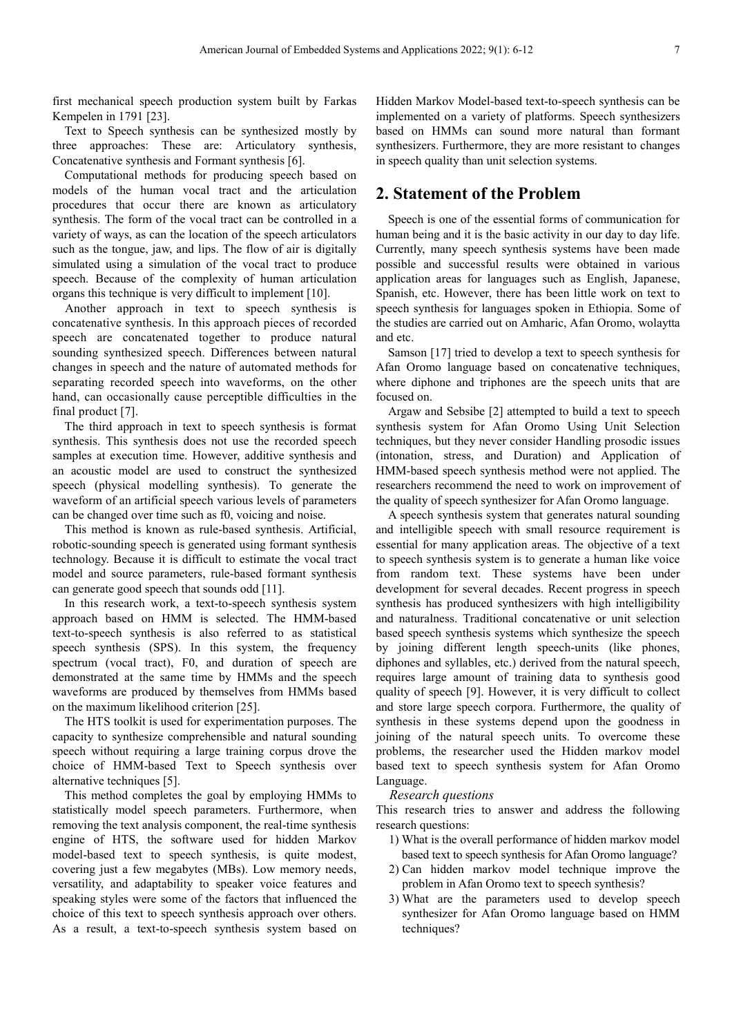first mechanical speech production system built by Farkas Kempelen in 1791 [23].

Text to Speech synthesis can be synthesized mostly by three approaches: These are: Articulatory synthesis, Concatenative synthesis and Formant synthesis [6].

Computational methods for producing speech based on models of the human vocal tract and the articulation procedures that occur there are known as articulatory synthesis. The form of the vocal tract can be controlled in a variety of ways, as can the location of the speech articulators such as the tongue, jaw, and lips. The flow of air is digitally simulated using a simulation of the vocal tract to produce speech. Because of the complexity of human articulation organs this technique is very difficult to implement [10].

Another approach in text to speech synthesis is concatenative synthesis. In this approach pieces of recorded speech are concatenated together to produce natural sounding synthesized speech. Differences between natural changes in speech and the nature of automated methods for separating recorded speech into waveforms, on the other hand, can occasionally cause perceptible difficulties in the final product [7].

The third approach in text to speech synthesis is format synthesis. This synthesis does not use the recorded speech samples at execution time. However, additive synthesis and an acoustic model are used to construct the synthesized speech (physical modelling synthesis). To generate the waveform of an artificial speech various levels of parameters can be changed over time such as f0, voicing and noise.

This method is known as rule-based synthesis. Artificial, robotic-sounding speech is generated using formant synthesis technology. Because it is difficult to estimate the vocal tract model and source parameters, rule-based formant synthesis can generate good speech that sounds odd [11].

In this research work, a text-to-speech synthesis system approach based on HMM is selected. The HMM-based text-to-speech synthesis is also referred to as statistical speech synthesis (SPS). In this system, the frequency spectrum (vocal tract), F0, and duration of speech are demonstrated at the same time by HMMs and the speech waveforms are produced by themselves from HMMs based on the maximum likelihood criterion [25].

The HTS toolkit is used for experimentation purposes. The capacity to synthesize comprehensible and natural sounding speech without requiring a large training corpus drove the choice of HMM-based Text to Speech synthesis over alternative techniques [5].

This method completes the goal by employing HMMs to statistically model speech parameters. Furthermore, when removing the text analysis component, the real-time synthesis engine of HTS, the software used for hidden Markov model-based text to speech synthesis, is quite modest, covering just a few megabytes (MBs). Low memory needs, versatility, and adaptability to speaker voice features and speaking styles were some of the factors that influenced the choice of this text to speech synthesis approach over others. As a result, a text-to-speech synthesis system based on Hidden Markov Model-based text-to-speech synthesis can be implemented on a variety of platforms. Speech synthesizers based on HMMs can sound more natural than formant synthesizers. Furthermore, they are more resistant to changes in speech quality than unit selection systems.

## 2. Statement of the Problem

Speech is one of the essential forms of communication for human being and it is the basic activity in our day to day life. Currently, many speech synthesis systems have been made possible and successful results were obtained in various application areas for languages such as English, Japanese, Spanish, etc. However, there has been little work on text to speech synthesis for languages spoken in Ethiopia. Some of the studies are carried out on Amharic, Afan Oromo, wolaytta and etc.

Samson [17] tried to develop a text to speech synthesis for Afan Oromo language based on concatenative techniques, where diphone and triphones are the speech units that are focused on.

Argaw and Sebsibe [2] attempted to build a text to speech synthesis system for Afan Oromo Using Unit Selection techniques, but they never consider Handling prosodic issues (intonation, stress, and Duration) and Application of HMM-based speech synthesis method were not applied. The researchers recommend the need to work on improvement of the quality of speech synthesizer for Afan Oromo language.

A speech synthesis system that generates natural sounding and intelligible speech with small resource requirement is essential for many application areas. The objective of a text to speech synthesis system is to generate a human like voice from random text. These systems have been under development for several decades. Recent progress in speech synthesis has produced synthesizers with high intelligibility and naturalness. Traditional concatenative or unit selection based speech synthesis systems which synthesize the speech by joining different length speech-units (like phones, diphones and syllables, etc.) derived from the natural speech, requires large amount of training data to synthesis good quality of speech [9]. However, it is very difficult to collect and store large speech corpora. Furthermore, the quality of synthesis in these systems depend upon the goodness in joining of the natural speech units. To overcome these problems, the researcher used the Hidden markov model based text to speech synthesis system for Afan Oromo Language.

*Research questions*

This research tries to answer and address the following research questions:

1) What is the overall performance of hidden markov model based text to speech synthesis for Afan Oromo language?
2) Can hidden markov model technique improve the problem in Afan Oromo text to speech synthesis?
3) What are the parameters used to develop speech synthesizer for Afan Oromo language based on HMM techniques?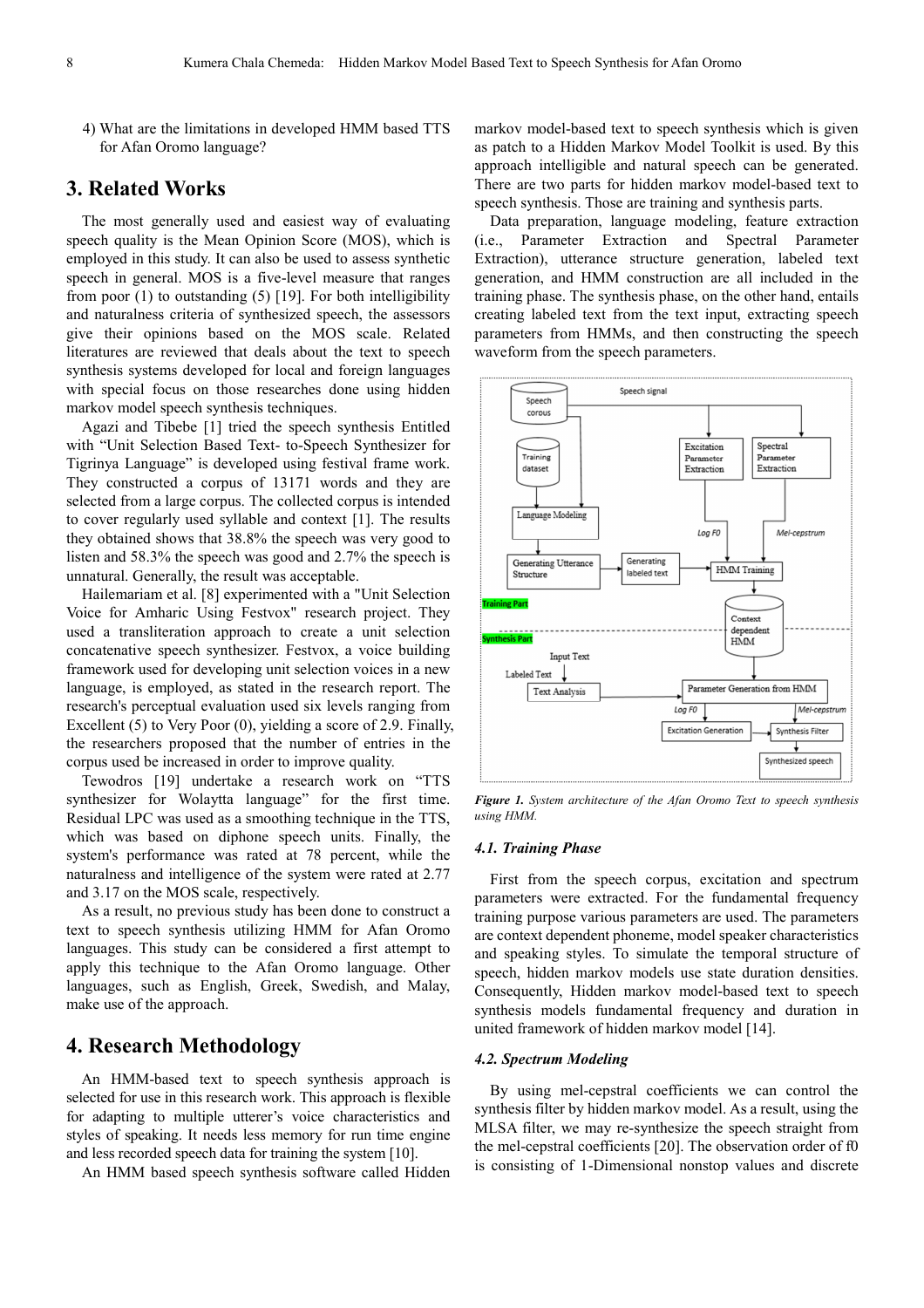4) What are the limitations in developed HMM based TTS for Afan Oromo language?

# 3. Related Works

The most generally used and easiest way of evaluating speech quality is the Mean Opinion Score (MOS), which is employed in this study. It can also be used to assess synthetic speech in general. MOS is a five-level measure that ranges from poor (1) to outstanding (5) [19]. For both intelligibility and naturalness criteria of synthesized speech, the assessors give their opinions based on the MOS scale. Related literatures are reviewed that deals about the text to speech synthesis systems developed for local and foreign languages with special focus on those researches done using hidden markov model speech synthesis techniques.

Agazi and Tibebe [1] tried the speech synthesis Entitled with "Unit Selection Based Text- to-Speech Synthesizer for Tigrinya Language" is developed using festival frame work. They constructed a corpus of 13171 words and they are selected from a large corpus. The collected corpus is intended to cover regularly used syllable and context [1]. The results they obtained shows that 38.8% the speech was very good to listen and 58.3% the speech was good and 2.7% the speech is unnatural. Generally, the result was acceptable.

Hailemariam et al. [8] experimented with a "Unit Selection Voice for Amharic Using Festvox" research project. They used a transliteration approach to create a unit selection concatenative speech synthesizer. Festvox, a voice building framework used for developing unit selection voices in a new language, is employed, as stated in the research report. The research's perceptual evaluation used six levels ranging from Excellent (5) to Very Poor (0), yielding a score of 2.9. Finally, the researchers proposed that the number of entries in the corpus used be increased in order to improve quality.

Tewodros [19] undertake a research work on "TTS synthesizer for Wolaytta language" for the first time. Residual LPC was used as a smoothing technique in the TTS, which was based on diphone speech units. Finally, the system's performance was rated at 78 percent, while the naturalness and intelligence of the system were rated at 2.77 and 3.17 on the MOS scale, respectively.

As a result, no previous study has been done to construct a text to speech synthesis utilizing HMM for Afan Oromo languages. This study can be considered a first attempt to apply this technique to the Afan Oromo language. Other languages, such as English, Greek, Swedish, and Malay, make use of the approach.

# 4. Research Methodology

An HMM-based text to speech synthesis approach is selected for use in this research work. This approach is flexible for adapting to multiple utterer's voice characteristics and styles of speaking. It needs less memory for run time engine and less recorded speech data for training the system [10].

An HMM based speech synthesis software called Hidden markov model-based text to speech synthesis which is given as patch to a Hidden Markov Model Toolkit is used. By this approach intelligible and natural speech can be generated. There are two parts for hidden markov model-based text to speech synthesis. Those are training and synthesis parts.

Data preparation, language modeling, feature extraction (i.e., Parameter Extraction and Spectral Parameter Extraction), utterance structure generation, labeled text generation, and HMM construction are all included in the training phase. The synthesis phase, on the other hand, entails creating labeled text from the text input, extracting speech parameters from HMMs, and then constructing the speech waveform from the speech parameters.

*Figure 1. System architecture of the Afan Oromo Text to speech synthesis using HMM.*

### 4.1. Training Phase

First from the speech corpus, excitation and spectrum parameters were extracted. For the fundamental frequency training purpose various parameters are used. The parameters are context dependent phoneme, model speaker characteristics and speaking styles. To simulate the temporal structure of speech, hidden markov models use state duration densities. Consequently, Hidden markov model-based text to speech synthesis models fundamental frequency and duration in united framework of hidden markov model [14].

### 4.2. Spectrum Modeling

By using mel-cepstral coefficients we can control the synthesis filter by hidden markov model. As a result, using the MLSA filter, we may re-synthesize the speech straight from the mel-cepstral coefficients [20]. The observation order of f0 is consisting of 1-Dimensional nonstop values and discrete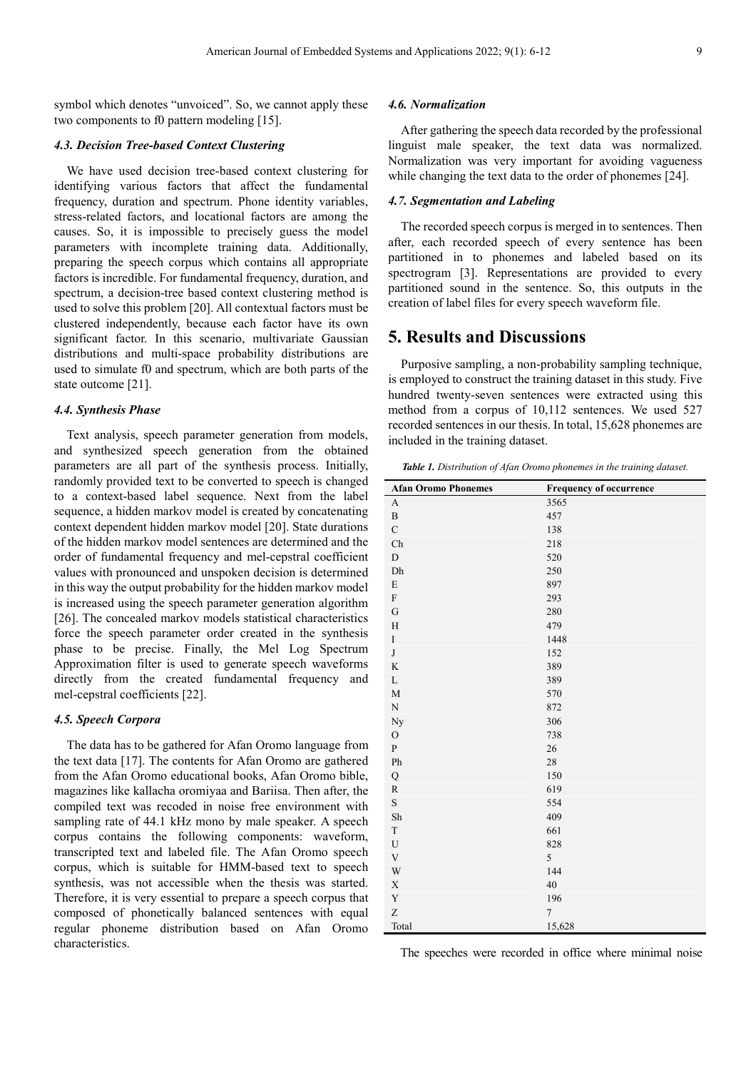symbol which denotes "unvoiced". So, we cannot apply these two components to f0 pattern modeling [15].

### *4.3. Decision Tree-based Context Clustering*

We have used decision tree-based context clustering for identifying various factors that affect the fundamental frequency, duration and spectrum. Phone identity variables, stress-related factors, and locational factors are among the causes. So, it is impossible to precisely guess the model parameters with incomplete training data. Additionally, preparing the speech corpus which contains all appropriate factors is incredible. For fundamental frequency, duration, and spectrum, a decision-tree based context clustering method is used to solve this problem [20]. All contextual factors must be clustered independently, because each factor have its own significant factor. In this scenario, multivariate Gaussian distributions and multi-space probability distributions are used to simulate f0 and spectrum, which are both parts of the state outcome [21].

### *4.4. Synthesis Phase*

Text analysis, speech parameter generation from models, and synthesized speech generation from the obtained parameters are all part of the synthesis process. Initially, randomly provided text to be converted to speech is changed to a context-based label sequence. Next from the label sequence, a hidden markov model is created by concatenating context dependent hidden markov model [20]. State durations of the hidden markov model sentences are determined and the order of fundamental frequency and mel-cepstral coefficient values with pronounced and unspoken decision is determined in this way the output probability for the hidden markov model is increased using the speech parameter generation algorithm [26]. The concealed markov models statistical characteristics force the speech parameter order created in the synthesis phase to be precise. Finally, the Mel Log Spectrum Approximation filter is used to generate speech waveforms directly from the created fundamental frequency and mel-cepstral coefficients [22].

### *4.5. Speech Corpora*

The data has to be gathered for Afan Oromo language from the text data [17]. The contents for Afan Oromo are gathered from the Afan Oromo educational books, Afan Oromo bible, magazines like kallacha oromiyaa and Bariisa. Then after, the compiled text was recoded in noise free environment with sampling rate of 44.1 kHz mono by male speaker. A speech corpus contains the following components: waveform, transcripted text and labeled file. The Afan Oromo speech corpus, which is suitable for HMM-based text to speech synthesis, was not accessible when the thesis was started. Therefore, it is very essential to prepare a speech corpus that composed of phonetically balanced sentences with equal regular phoneme distribution based on Afan Oromo characteristics.

### *4.6. Normalization*

After gathering the speech data recorded by the professional linguist male speaker, the text data was normalized. Normalization was very important for avoiding vagueness while changing the text data to the order of phonemes [24].

### *4.7. Segmentation and Labeling*

The recorded speech corpus is merged in to sentences. Then after, each recorded speech of every sentence has been partitioned in to phonemes and labeled based on its spectrogram [3]. Representations are provided to every partitioned sound in the sentence. So, this outputs in the creation of label files for every speech waveform file.

## 5. Results and Discussions

Purposive sampling, a non-probability sampling technique, is employed to construct the training dataset in this study. Five hundred twenty-seven sentences were extracted using this method from a corpus of 10,112 sentences. We used 527 recorded sentences in our thesis. In total, 15,628 phonemes are included in the training dataset.

***Table 1.*** *Distribution of Afan Oromo phonemes in the training dataset.*

| Afan Oromo Phonemes | Frequency of occurrence |
|---|---|
| A | 3565 |
| B | 457 |
| C | 138 |
| Ch | 218 |
| D | 520 |
| Dh | 250 |
| E | 897 |
| F | 293 |
| G | 280 |
| H | 479 |
| I | 1448 |
| J | 152 |
| K | 389 |
| L | 389 |
| M | 570 |
| N | 872 |
| Ny | 306 |
| O | 738 |
| P | 26 |
| Ph | 28 |
| Q | 150 |
| R | 619 |
| S | 554 |
| Sh | 409 |
| T | 661 |
| U | 828 |
| V | 5 |
| W | 144 |
| X | 40 |
| Y | 196 |
| Z | 7 |
| Total | 15,628 |

The speeches were recorded in office where minimal noise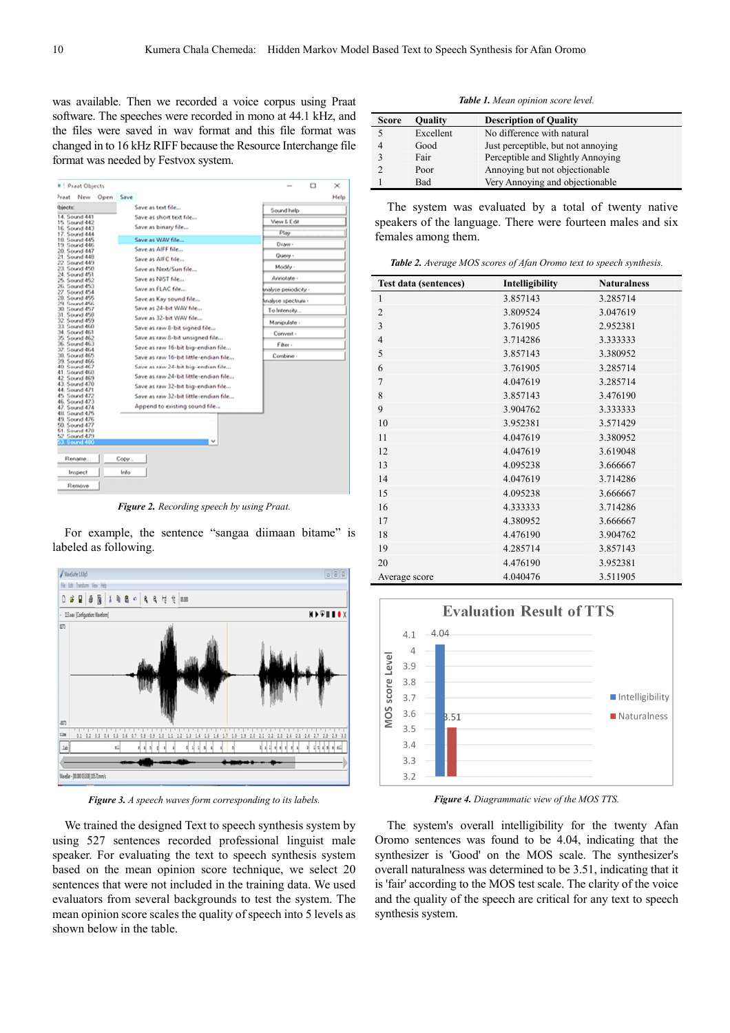was available. Then we recorded a voice corpus using Praat software. The speeches were recorded in mono at 44.1 kHz, and the files were saved in wav format and this file format was changed in to 16 kHz RIFF because the Resource Interchange file format was needed by Festvox system.

*Figure 2. Recording speech by using Praat.*

For example, the sentence "sangaa diimaan bitame" is labeled as following.

*Figure 3. A speech waves form corresponding to its labels.*

We trained the designed Text to speech synthesis system by using 527 sentences recorded professional linguist male speaker. For evaluating the text to speech synthesis system based on the mean opinion score technique, we select 20 sentences that were not included in the training data. We used evaluators from several backgrounds to test the system. The mean opinion score scales the quality of speech into 5 levels as shown below in the table.

*Table 1. Mean opinion score level.*

| Score | Quality | Description of Quality |
|---|---|---|
| 5 | Excellent | No difference with natural |
| 4 | Good | Just perceptible, but not annoying |
| 3 | Fair | Perceptible and Slightly Annoying |
| 2 | Poor | Annoying but not objectionable |
| 1 | Bad | Very Annoying and objectionable |

The system was evaluated by a total of twenty native speakers of the language. There were fourteen males and six females among them.

*Table 2. Average MOS scores of Afan Oromo text to speech synthesis.*

| Test data (sentences) | Intelligibility | Naturalness |
|---|---|---|
| 1 | 3.857143 | 3.285714 |
| 2 | 3.809524 | 3.047619 |
| 3 | 3.761905 | 2.952381 |
| 4 | 3.714286 | 3.333333 |
| 5 | 3.857143 | 3.380952 |
| 6 | 3.761905 | 3.285714 |
| 7 | 4.047619 | 3.285714 |
| 8 | 3.857143 | 3.476190 |
| 9 | 3.904762 | 3.333333 |
| 10 | 3.952381 | 3.571429 |
| 11 | 4.047619 | 3.380952 |
| 12 | 4.047619 | 3.619048 |
| 13 | 4.095238 | 3.666667 |
| 14 | 4.047619 | 3.714286 |
| 15 | 4.095238 | 3.666667 |
| 16 | 4.333333 | 3.714286 |
| 17 | 4.380952 | 3.666667 |
| 18 | 4.476190 | 3.904762 |
| 19 | 4.285714 | 3.857143 |
| 20 | 4.476190 | 3.952381 |
| Average score | 4.040476 | 3.511905 |

*Figure 4. Diagrammatic view of the MOS TTS.*

The system's overall intelligibility for the twenty Afan Oromo sentences was found to be 4.04, indicating that the synthesizer is 'Good' on the MOS scale. The synthesizer's overall naturalness was determined to be 3.51, indicating that it is 'fair' according to the MOS test scale. The clarity of the voice and the quality of the speech are critical for any text to speech synthesis system.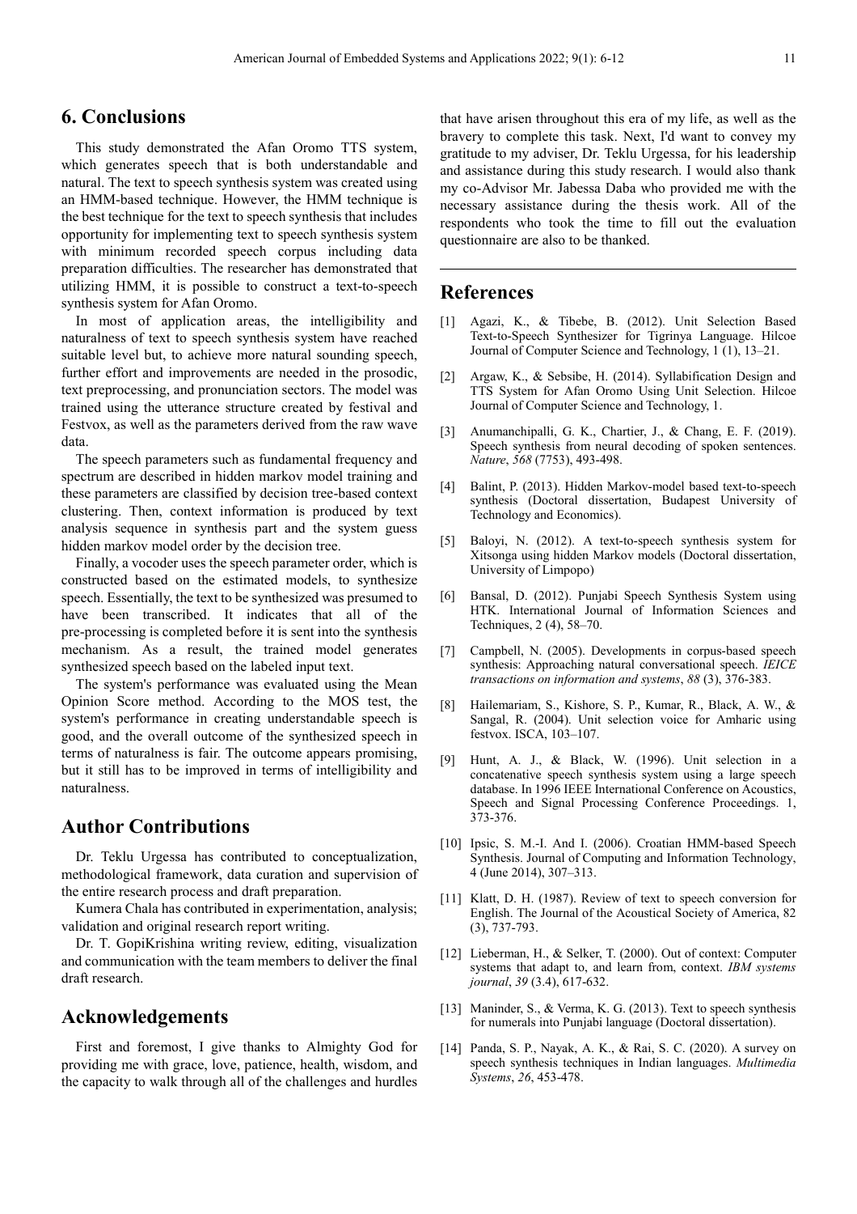## 6. Conclusions

This study demonstrated the Afan Oromo TTS system, which generates speech that is both understandable and natural. The text to speech synthesis system was created using an HMM-based technique. However, the HMM technique is the best technique for the text to speech synthesis that includes opportunity for implementing text to speech synthesis system with minimum recorded speech corpus including data preparation difficulties. The researcher has demonstrated that utilizing HMM, it is possible to construct a text-to-speech synthesis system for Afan Oromo.

In most of application areas, the intelligibility and naturalness of text to speech synthesis system have reached suitable level but, to achieve more natural sounding speech, further effort and improvements are needed in the prosodic, text preprocessing, and pronunciation sectors. The model was trained using the utterance structure created by festival and Festvox, as well as the parameters derived from the raw wave data.

The speech parameters such as fundamental frequency and spectrum are described in hidden markov model training and these parameters are classified by decision tree-based context clustering. Then, context information is produced by text analysis sequence in synthesis part and the system guess hidden markov model order by the decision tree.

Finally, a vocoder uses the speech parameter order, which is constructed based on the estimated models, to synthesize speech. Essentially, the text to be synthesized was presumed to have been transcribed. It indicates that all of the pre-processing is completed before it is sent into the synthesis mechanism. As a result, the trained model generates synthesized speech based on the labeled input text.

The system's performance was evaluated using the Mean Opinion Score method. According to the MOS test, the system's performance in creating understandable speech is good, and the overall outcome of the synthesized speech in terms of naturalness is fair. The outcome appears promising, but it still has to be improved in terms of intelligibility and naturalness.

## Author Contributions

Dr. Teklu Urgessa has contributed to conceptualization, methodological framework, data curation and supervision of the entire research process and draft preparation.

Kumera Chala has contributed in experimentation, analysis; validation and original research report writing.

Dr. T. GopiKrishina writing review, editing, visualization and communication with the team members to deliver the final draft research.

## Acknowledgements

First and foremost, I give thanks to Almighty God for providing me with grace, love, patience, health, wisdom, and the capacity to walk through all of the challenges and hurdles that have arisen throughout this era of my life, as well as the bravery to complete this task. Next, I'd want to convey my gratitude to my adviser, Dr. Teklu Urgessa, for his leadership and assistance during this study research. I would also thank my co-Advisor Mr. Jabessa Daba who provided me with the necessary assistance during the thesis work. All of the respondents who took the time to fill out the evaluation questionnaire are also to be thanked.

---

## References

[1] Agazi, K., & Tibebe, B. (2012). Unit Selection Based Text-to-Speech Synthesizer for Tigrinya Language. Hilcoe Journal of Computer Science and Technology, 1 (1), 13–21.

[2] Argaw, K., & Sebsibe, H. (2014). Syllabification Design and TTS System for Afan Oromo Using Unit Selection. Hilcoe Journal of Computer Science and Technology, 1.

[3] Anumanchipalli, G. K., Chartier, J., & Chang, E. F. (2019). Speech synthesis from neural decoding of spoken sentences. *Nature*, *568* (7753), 493-498.

[4] Balint, P. (2013). Hidden Markov-model based text-to-speech synthesis (Doctoral dissertation, Budapest University of Technology and Economics).

[5] Baloyi, N. (2012). A text-to-speech synthesis system for Xitsonga using hidden Markov models (Doctoral dissertation, University of Limpopo)

[6] Bansal, D. (2012). Punjabi Speech Synthesis System using HTK. International Journal of Information Sciences and Techniques, 2 (4), 58–70.

[7] Campbell, N. (2005). Developments in corpus-based speech synthesis: Approaching natural conversational speech. *IEICE transactions on information and systems*, *88* (3), 376-383.

[8] Hailemariam, S., Kishore, S. P., Kumar, R., Black, A. W., & Sangal, R. (2004). Unit selection voice for Amharic using festvox. ISCA, 103–107.

[9] Hunt, A. J., & Black, W. (1996). Unit selection in a concatenative speech synthesis system using a large speech database. In 1996 IEEE International Conference on Acoustics, Speech and Signal Processing Conference Proceedings. 1, 373-376.

[10] Ipsic, S. M.-I. And I. (2006). Croatian HMM-based Speech Synthesis. Journal of Computing and Information Technology, 4 (June 2014), 307–313.

[11] Klatt, D. H. (1987). Review of text to speech conversion for English. The Journal of the Acoustical Society of America, 82 (3), 737-793.

[12] Lieberman, H., & Selker, T. (2000). Out of context: Computer systems that adapt to, and learn from, context. *IBM systems journal*, *39* (3.4), 617-632.

[13] Maninder, S., & Verma, K. G. (2013). Text to speech synthesis for numerals into Punjabi language (Doctoral dissertation).

[14] Panda, S. P., Nayak, A. K., & Rai, S. C. (2020). A survey on speech synthesis techniques in Indian languages. *Multimedia Systems*, *26*, 453-478.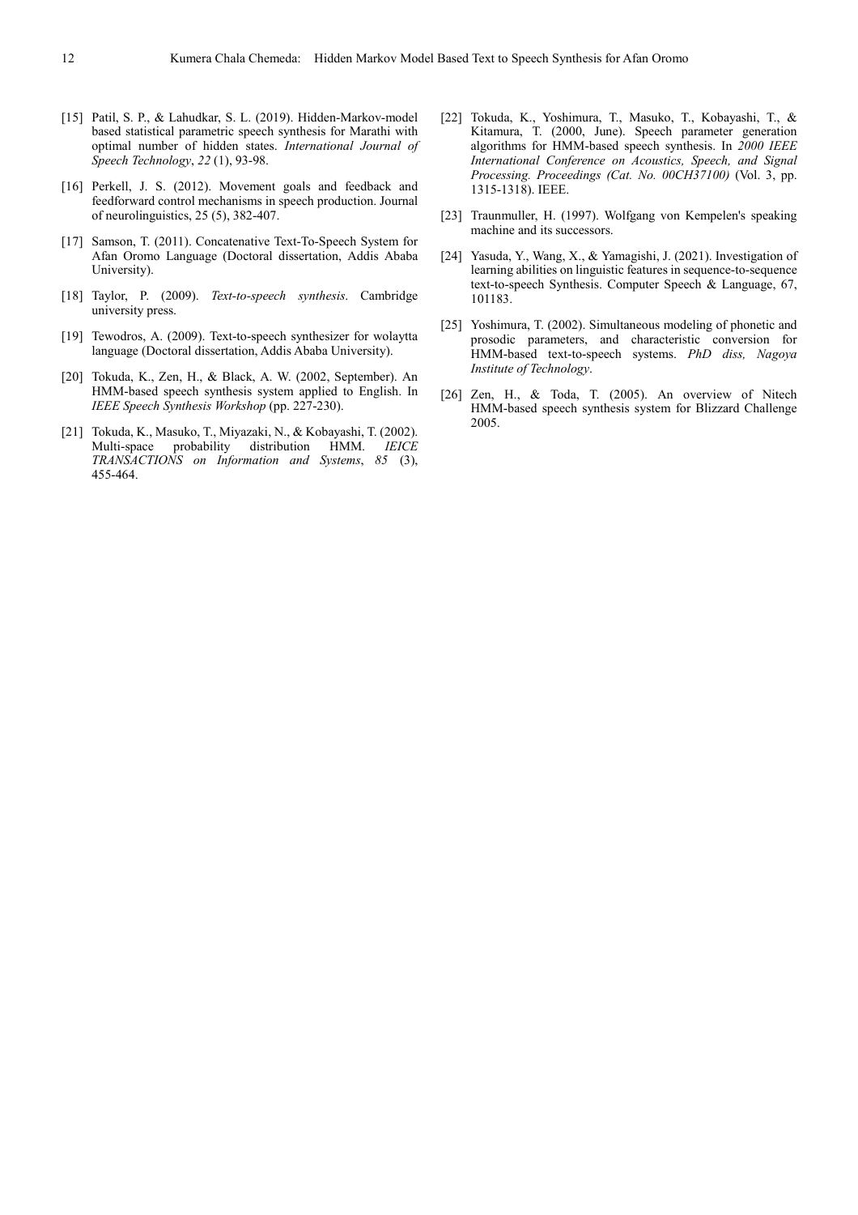[15] Patil, S. P., & Lahudkar, S. L. (2019). Hidden-Markov-model based statistical parametric speech synthesis for Marathi with optimal number of hidden states. *International Journal of Speech Technology*, *22* (1), 93-98.

[16] Perkell, J. S. (2012). Movement goals and feedback and feedforward control mechanisms in speech production. Journal of neurolinguistics, 25 (5), 382-407.

[17] Samson, T. (2011). Concatenative Text-To-Speech System for Afan Oromo Language (Doctoral dissertation, Addis Ababa University).

[18] Taylor, P. (2009). *Text-to-speech synthesis*. Cambridge university press.

[19] Tewodros, A. (2009). Text-to-speech synthesizer for wolaytta language (Doctoral dissertation, Addis Ababa University).

[20] Tokuda, K., Zen, H., & Black, A. W. (2002, September). An HMM-based speech synthesis system applied to English. In *IEEE Speech Synthesis Workshop* (pp. 227-230).

[21] Tokuda, K., Masuko, T., Miyazaki, N., & Kobayashi, T. (2002). Multi-space probability distribution HMM. *IEICE TRANSACTIONS on Information and Systems*, *85* (3), 455-464.

[22] Tokuda, K., Yoshimura, T., Masuko, T., Kobayashi, T., & Kitamura, T. (2000, June). Speech parameter generation algorithms for HMM-based speech synthesis. In *2000 IEEE International Conference on Acoustics, Speech, and Signal Processing. Proceedings (Cat. No. 00CH37100)* (Vol. 3, pp. 1315-1318). IEEE.

[23] Traunmuller, H. (1997). Wolfgang von Kempelen's speaking machine and its successors.

[24] Yasuda, Y., Wang, X., & Yamagishi, J. (2021). Investigation of learning abilities on linguistic features in sequence-to-sequence text-to-speech Synthesis. Computer Speech & Language, 67, 101183.

[25] Yoshimura, T. (2002). Simultaneous modeling of phonetic and prosodic parameters, and characteristic conversion for HMM-based text-to-speech systems. *PhD diss, Nagoya Institute of Technology*.

[26] Zen, H., & Toda, T. (2005). An overview of Nitech HMM-based speech synthesis system for Blizzard Challenge 2005.